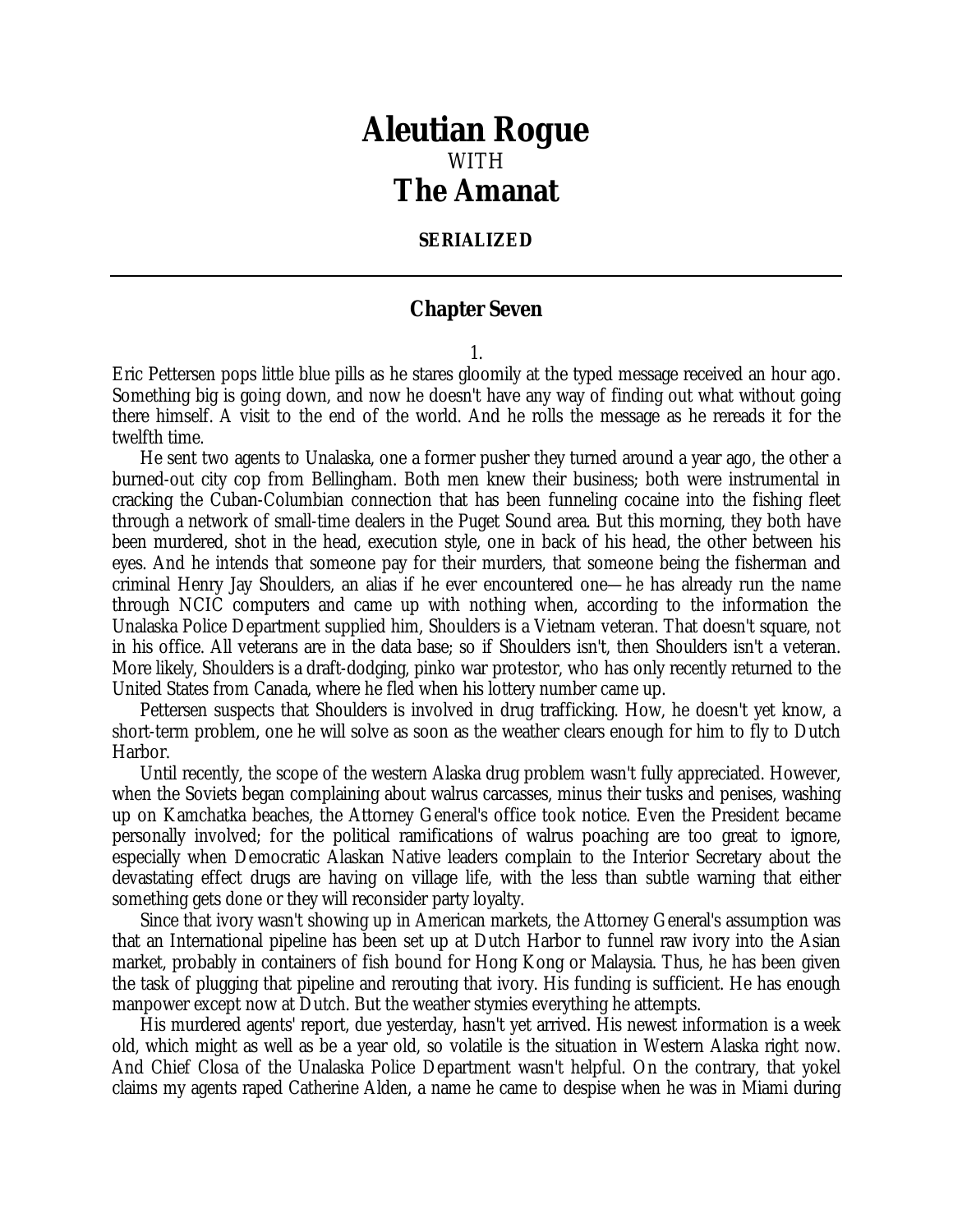# Aleutian Rogue

WITH

# The Amanat

**SERIALIZED**

---

## Chapter Seven

1.

Eric Pettersen pops little blue pills as he stares gloomily at the typed message received an hour ago. Something big is going down, and now he doesn't have any way of finding out what without going there himself. A visit to the end of the world. And he rolls the message as he rereads it for the twelfth time.

He sent two agents to Unalaska, one a former pusher they turned around a year ago, the other a burned-out city cop from Bellingham. Both men knew their business; both were instrumental in cracking the Cuban-Columbian connection that has been funneling cocaine into the fishing fleet through a network of small-time dealers in the Puget Sound area. But this morning, they both have been murdered, shot in the head, execution style, one in back of his head, the other between his eyes. And he intends that someone pay for their murders, that someone being the fisherman and criminal Henry Jay Shoulders, an alias if he ever encountered one—he has already run the name through NCIC computers and came up with nothing when, according to the information the Unalaska Police Department supplied him, Shoulders is a Vietnam veteran. That doesn't square, not in his office. All veterans are in the data base; so if Shoulders isn't, then Shoulders isn't a veteran. More likely, Shoulders is a draft-dodging, pinko war protestor, who has only recently returned to the United States from Canada, where he fled when his lottery number came up.

Pettersen suspects that Shoulders is involved in drug trafficking. How, he doesn't yet know, a short-term problem, one he will solve as soon as the weather clears enough for him to fly to Dutch Harbor.

Until recently, the scope of the western Alaska drug problem wasn't fully appreciated. However, when the Soviets began complaining about walrus carcasses, minus their tusks and penises, washing up on Kamchatka beaches, the Attorney General's office took notice. Even the President became personally involved; for the political ramifications of walrus poaching are too great to ignore, especially when Democratic Alaskan Native leaders complain to the Interior Secretary about the devastating effect drugs are having on village life, with the less than subtle warning that either something gets done or they will reconsider party loyalty.

Since that ivory wasn't showing up in American markets, the Attorney General's assumption was that an International pipeline has been set up at Dutch Harbor to funnel raw ivory into the Asian market, probably in containers of fish bound for Hong Kong or Malaysia. Thus, he has been given the task of plugging that pipeline and rerouting that ivory. His funding is sufficient. He has enough manpower except now at Dutch. But the weather stymies everything he attempts.

His murdered agents' report, due yesterday, hasn't yet arrived. His newest information is a week old, which might as well as be a year old, so volatile is the situation in Western Alaska right now. And Chief Closa of the Unalaska Police Department wasn't helpful. On the contrary, that yokel claims my agents raped Catherine Alden, a name he came to despise when he was in Miami during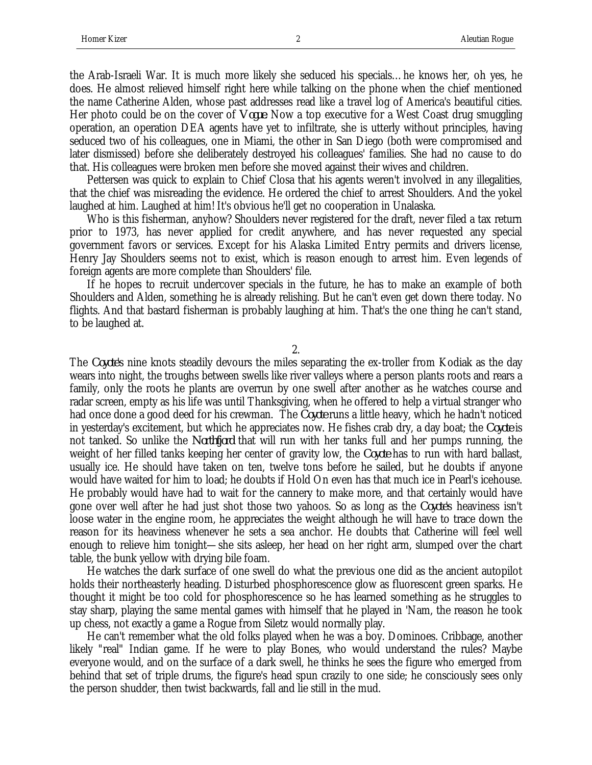the Arab-Israeli War. It is much more likely she seduced his specials…he knows her, oh yes, he does. He almost relieved himself right here while talking on the phone when the chief mentioned the name Catherine Alden, whose past addresses read like a travel log of America's beautiful cities. Her photo could be on the cover of *Vogue*. Now a top executive for a West Coast drug smuggling operation, an operation DEA agents have yet to infiltrate, she is utterly without principles, having seduced two of his colleagues, one in Miami, the other in San Diego (both were compromised and later dismissed) before she deliberately destroyed his colleagues' families. She had no cause to do that. His colleagues were broken men before she moved against their wives and children.

Pettersen was quick to explain to Chief Closa that his agents weren't involved in any illegalities, that the chief was misreading the evidence. He ordered the chief to arrest Shoulders. And the yokel laughed at him. Laughed at him! It's obvious he'll get no cooperation in Unalaska.

Who is this fisherman, anyhow? Shoulders never registered for the draft, never filed a tax return prior to 1973, has never applied for credit anywhere, and has never requested any special government favors or services. Except for his Alaska Limited Entry permits and drivers license, Henry Jay Shoulders seems not to exist, which is reason enough to arrest him. Even legends of foreign agents are more complete than Shoulders' file.

If he hopes to recruit undercover specials in the future, he has to make an example of both Shoulders and Alden, something he is already relishing. But he can't even get down there today. No flights. And that bastard fisherman is probably laughing at him. That's the one thing he can't stand, to be laughed at.

2.

The *Coyote's* nine knots steadily devours the miles separating the ex-troller from Kodiak as the day wears into night, the troughs between swells like river valleys where a person plants roots and rears a family, only the roots he plants are overrun by one swell after another as he watches course and radar screen, empty as his life was until Thanksgiving, when he offered to help a virtual stranger who had once done a good deed for his crewman. The *Coyote* runs a little heavy, which he hadn't noticed in yesterday's excitement, but which he appreciates now. He fishes crab dry, a day boat; the *Coyote* is not tanked. So unlike the *Northfjord* that will run with her tanks full and her pumps running, the weight of her filled tanks keeping her center of gravity low, the *Coyote* has to run with hard ballast, usually ice. He should have taken on ten, twelve tons before he sailed, but he doubts if anyone would have waited for him to load; he doubts if Hold On even has that much ice in Pearl's icehouse. He probably would have had to wait for the cannery to make more, and that certainly would have gone over well after he had just shot those two yahoos. So as long as the *Coyote's* heaviness isn't loose water in the engine room, he appreciates the weight although he will have to trace down the reason for its heaviness whenever he sets a sea anchor. He doubts that Catherine will feel well enough to relieve him tonight—she sits asleep, her head on her right arm, slumped over the chart table, the bunk yellow with drying bile foam.

He watches the dark surface of one swell do what the previous one did as the ancient autopilot holds their northeasterly heading. Disturbed phosphorescence glow as fluorescent green sparks. He thought it might be too cold for phosphorescence so he has learned something as he struggles to stay sharp, playing the same mental games with himself that he played in 'Nam, the reason he took up chess, not exactly a game a Rogue from Siletz would normally play.

He can't remember what the old folks played when he was a boy. Dominoes. Cribbage, another likely "real" Indian game. If he were to play Bones, who would understand the rules? Maybe everyone would, and on the surface of a dark swell, he thinks he sees the figure who emerged from behind that set of triple drums, the figure's head spun crazily to one side; he consciously sees only the person shudder, then twist backwards, fall and lie still in the mud.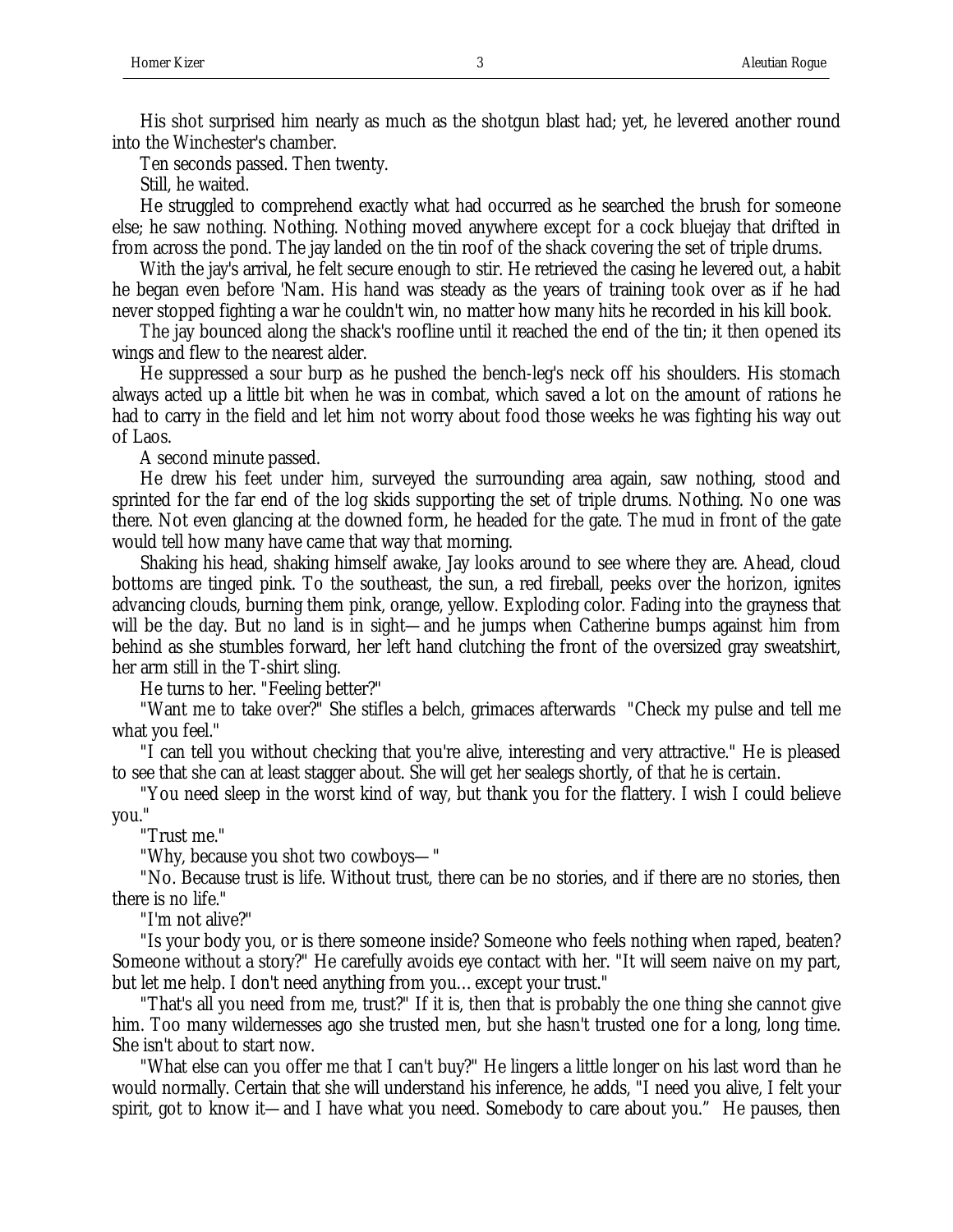His shot surprised him nearly as much as the shotgun blast had; yet, he levered another round into the Winchester's chamber.

Ten seconds passed. Then twenty.

Still, he waited.

He struggled to comprehend exactly what had occurred as he searched the brush for someone else; he saw nothing. Nothing. Nothing moved anywhere except for a cock bluejay that drifted in from across the pond. The jay landed on the tin roof of the shack covering the set of triple drums.

With the jay's arrival, he felt secure enough to stir. He retrieved the casing he levered out, a habit he began even before 'Nam. His hand was steady as the years of training took over as if he had never stopped fighting a war he couldn't win, no matter how many hits he recorded in his kill book.

The jay bounced along the shack's roofline until it reached the end of the tin; it then opened its wings and flew to the nearest alder.

He suppressed a sour burp as he pushed the bench-leg's neck off his shoulders. His stomach always acted up a little bit when he was in combat, which saved a lot on the amount of rations he had to carry in the field and let him not worry about food those weeks he was fighting his way out of Laos.

A second minute passed.

He drew his feet under him, surveyed the surrounding area again, saw nothing, stood and sprinted for the far end of the log skids supporting the set of triple drums. Nothing. No one was there. Not even glancing at the downed form, he headed for the gate. The mud in front of the gate would tell how many have came that way that morning.

Shaking his head, shaking himself awake, Jay looks around to see where they are. Ahead, cloud bottoms are tinged pink. To the southeast, the sun, a red fireball, peeks over the horizon, ignites advancing clouds, burning them pink, orange, yellow. Exploding color. Fading into the grayness that will be the day. But no land is in sight—and he jumps when Catherine bumps against him from behind as she stumbles forward, her left hand clutching the front of the oversized gray sweatshirt, her arm still in the T-shirt sling.

He turns to her. "Feeling better?"

"Want me to take over?" She stifles a belch, grimaces afterwards "Check my pulse and tell me what you feel."

"I can tell you without checking that you're alive, interesting and very attractive." He is pleased to see that she can at least stagger about. She will get her sealegs shortly, of that he is certain.

"You need sleep in the worst kind of way, but thank you for the flattery. I wish I could believe you."

"Trust me."

"Why, because you shot two cowboys—"

"No. Because trust is life. Without trust, there can be no stories, and if there are no stories, then there is no life."

"I'm not alive?"

"Is your body you, or is there someone inside? Someone who feels nothing when raped, beaten? Someone without a story?" He carefully avoids eye contact with her. "It will seem naive on my part, but let me help. I don't need anything from you… except your trust."

"That's all you need from me, trust?" If it is, then that is probably the one thing she cannot give him. Too many wildernesses ago she trusted men, but she hasn't trusted one for a long, long time. She isn't about to start now.

"What else can you offer me that I can't buy?" He lingers a little longer on his last word than he would normally. Certain that she will understand his inference, he adds, "I need you alive, I felt your spirit, got to know it—and I have what you need. Somebody to care about you." He pauses, then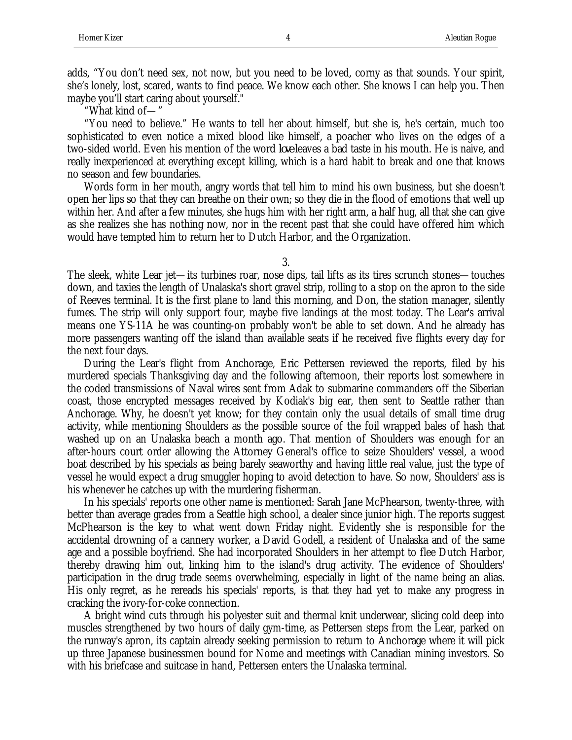adds, “You don’t need sex, not now, but you need to be loved, corny as that sounds. Your spirit, she’s lonely, lost, scared, wants to find peace. We know each other. She knows I can help you. Then maybe you’ll start caring about yourself."

“What kind of— ”

“You need to believe.” He wants to tell her about himself, but she is, he's certain, much too sophisticated to even notice a mixed blood like himself, a poacher who lives on the edges of a two-sided world. Even his mention of the word *love* leaves a bad taste in his mouth. He is naive, and really inexperienced at everything except killing, which is a hard habit to break and one that knows no season and few boundaries.

Words form in her mouth, angry words that tell him to mind his own business, but she doesn't open her lips so that they can breathe on their own; so they die in the flood of emotions that well up within her. And after a few minutes, she hugs him with her right arm, a half hug, all that she can give as she realizes she has nothing now, nor in the recent past that she could have offered him which would have tempted him to return her to Dutch Harbor, and the Organization.

3.

The sleek, white Lear jet— its turbines roar, nose dips, tail lifts as its tires scrunch stones— touches down, and taxies the length of Unalaska's short gravel strip, rolling to a stop on the apron to the side of Reeves terminal. It is the first plane to land this morning, and Don, the station manager, silently fumes. The strip will only support four, maybe five landings at the most today. The Lear's arrival means one YS-11A he was counting-on probably won't be able to set down. And he already has more passengers wanting off the island than available seats if he received five flights every day for the next four days.

During the Lear's flight from Anchorage, Eric Pettersen reviewed the reports, filed by his murdered specials Thanksgiving day and the following afternoon, their reports lost somewhere in the coded transmissions of Naval wires sent from Adak to submarine commanders off the Siberian coast, those encrypted messages received by Kodiak's big ear, then sent to Seattle rather than Anchorage. Why, he doesn't yet know; for they contain only the usual details of small time drug activity, while mentioning Shoulders as the possible source of the foil wrapped bales of hash that washed up on an Unalaska beach a month ago. That mention of Shoulders was enough for an after-hours court order allowing the Attorney General's office to seize Shoulders' vessel, a wood boat described by his specials as being barely seaworthy and having little real value, just the type of vessel he would expect a drug smuggler hoping to avoid detection to have. So now, Shoulders' ass is his whenever he catches up with the murdering fisherman.

In his specials' reports one other name is mentioned: Sarah Jane McPhearson, twenty-three, with better than average grades from a Seattle high school, a dealer since junior high. The reports suggest McPhearson is the key to what went down Friday night. Evidently she is responsible for the accidental drowning of a cannery worker, a David Godell, a resident of Unalaska and of the same age and a possible boyfriend. She had incorporated Shoulders in her attempt to flee Dutch Harbor, thereby drawing him out, linking him to the island's drug activity. The evidence of Shoulders' participation in the drug trade seems overwhelming, especially in light of the name being an alias. His only regret, as he rereads his specials' reports, is that they had yet to make any progress in cracking the ivory-for-coke connection.

A bright wind cuts through his polyester suit and thermal knit underwear, slicing cold deep into muscles strengthened by two hours of daily gym-time, as Pettersen steps from the Lear, parked on the runway's apron, its captain already seeking permission to return to Anchorage where it will pick up three Japanese businessmen bound for Nome and meetings with Canadian mining investors. So with his briefcase and suitcase in hand, Pettersen enters the Unalaska terminal.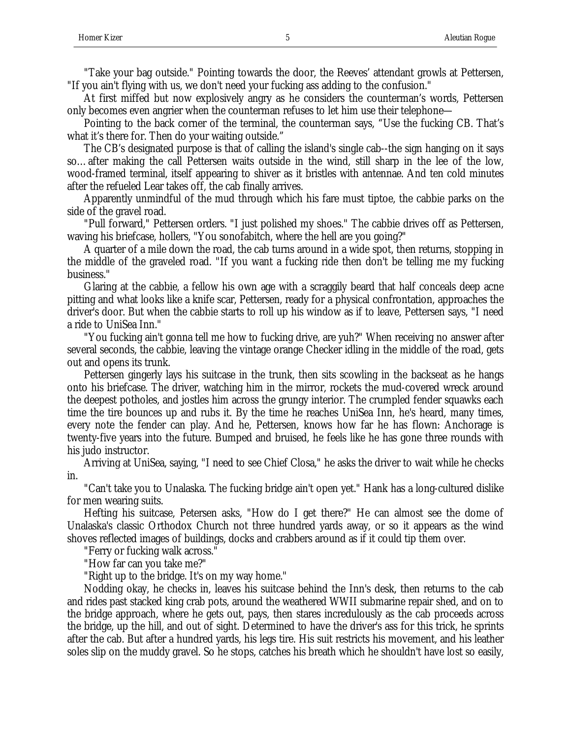"Take your bag outside." Pointing towards the door, the Reeves' attendant growls at Pettersen, "If you ain't flying with us, we don't need your fucking ass adding to the confusion."

At first miffed but now explosively angry as he considers the counterman's words, Pettersen only becomes even angrier when the counterman refuses to let him use their telephone—

Pointing to the back corner of the terminal, the counterman says, "Use the fucking CB. That's what it's there for. Then do your waiting outside."

The CB's designated purpose is that of calling the island's single cab--the sign hanging on it says so… after making the call Pettersen waits outside in the wind, still sharp in the lee of the low, wood-framed terminal, itself appearing to shiver as it bristles with antennae. And ten cold minutes after the refueled Lear takes off, the cab finally arrives.

Apparently unmindful of the mud through which his fare must tiptoe, the cabbie parks on the side of the gravel road.

"Pull forward," Pettersen orders. "I just polished my shoes." The cabbie drives off as Pettersen, waving his briefcase, hollers, "You sonofabitch, where the hell are you going?"

A quarter of a mile down the road, the cab turns around in a wide spot, then returns, stopping in the middle of the graveled road. "If you want a fucking ride then don't be telling me my fucking business."

Glaring at the cabbie, a fellow his own age with a scraggily beard that half conceals deep acne pitting and what looks like a knife scar, Pettersen, ready for a physical confrontation, approaches the driver's door. But when the cabbie starts to roll up his window as if to leave, Pettersen says, "I need a ride to UniSea Inn."

"You fucking ain't gonna tell me how to fucking drive, are yuh?" When receiving no answer after several seconds, the cabbie, leaving the vintage orange Checker idling in the middle of the road, gets out and opens its trunk.

Pettersen gingerly lays his suitcase in the trunk, then sits scowling in the backseat as he hangs onto his briefcase. The driver, watching him in the mirror, rockets the mud-covered wreck around the deepest potholes, and jostles him across the grungy interior. The crumpled fender squawks each time the tire bounces up and rubs it. By the time he reaches UniSea Inn, he's heard, many times, every note the fender can play. And he, Pettersen, knows how far he has flown: Anchorage is twenty-five years into the future. Bumped and bruised, he feels like he has gone three rounds with his judo instructor.

Arriving at UniSea, saying, "I need to see Chief Closa," he asks the driver to wait while he checks in.

"Can't take you to Unalaska. The fucking bridge ain't open yet." Hank has a long-cultured dislike for men wearing suits.

Hefting his suitcase, Petersen asks, "How do I get there?" He can almost see the dome of Unalaska's classic Orthodox Church not three hundred yards away, or so it appears as the wind shoves reflected images of buildings, docks and crabbers around as if it could tip them over.

"Ferry or fucking walk across."

"How far can you take me?"

"Right up to the bridge. It's on my way home."

Nodding okay, he checks in, leaves his suitcase behind the Inn's desk, then returns to the cab and rides past stacked king crab pots, around the weathered WWII submarine repair shed, and on to the bridge approach, where he gets out, pays, then stares incredulously as the cab proceeds across the bridge, up the hill, and out of sight. Determined to have the driver's ass for this trick, he sprints after the cab. But after a hundred yards, his legs tire. His suit restricts his movement, and his leather soles slip on the muddy gravel. So he stops, catches his breath which he shouldn't have lost so easily,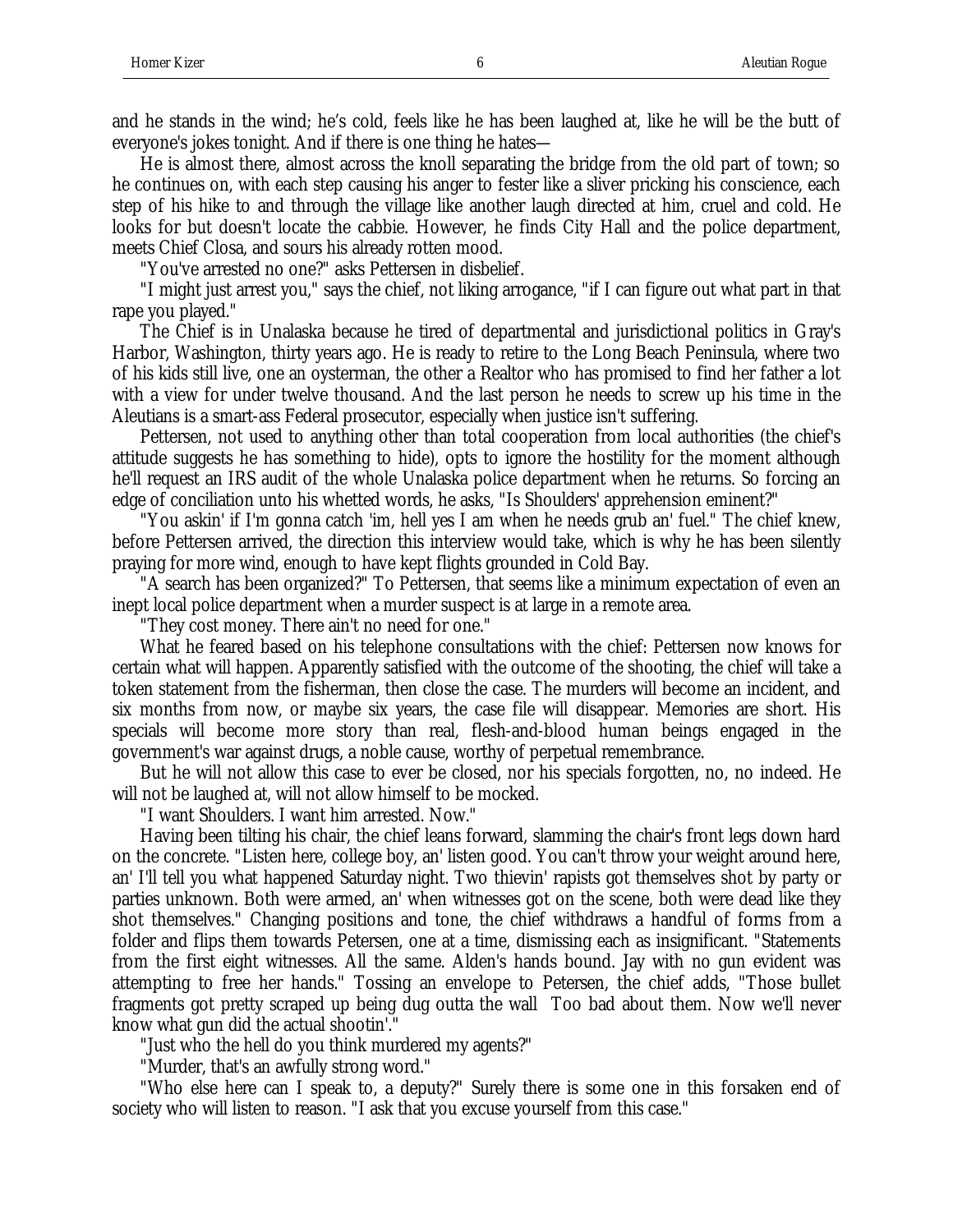and he stands in the wind; he's cold, feels like he has been laughed at, like he will be the butt of everyone's jokes tonight. And if there is one thing he hates—

He is almost there, almost across the knoll separating the bridge from the old part of town; so he continues on, with each step causing his anger to fester like a sliver pricking his conscience, each step of his hike to and through the village like another laugh directed at him, cruel and cold. He looks for but doesn't locate the cabbie. However, he finds City Hall and the police department, meets Chief Closa, and sours his already rotten mood.

"You've arrested no one?" asks Pettersen in disbelief.

"I might just arrest you," says the chief, not liking arrogance, "if I can figure out what part in that rape you played."

The Chief is in Unalaska because he tired of departmental and jurisdictional politics in Gray's Harbor, Washington, thirty years ago. He is ready to retire to the Long Beach Peninsula, where two of his kids still live, one an oysterman, the other a Realtor who has promised to find her father a lot with a view for under twelve thousand. And the last person he needs to screw up his time in the Aleutians is a smart-ass Federal prosecutor, especially when justice isn't suffering.

Pettersen, not used to anything other than total cooperation from local authorities (the chief's attitude suggests he has something to hide), opts to ignore the hostility for the moment although he'll request an IRS audit of the whole Unalaska police department when he returns. So forcing an edge of conciliation unto his whetted words, he asks, "Is Shoulders' apprehension eminent?"

"You askin' if I'm gonna catch 'im, hell yes I am when he needs grub an' fuel." The chief knew, before Pettersen arrived, the direction this interview would take, which is why he has been silently praying for more wind, enough to have kept flights grounded in Cold Bay.

"A search has been organized?" To Pettersen, that seems like a minimum expectation of even an inept local police department when a murder suspect is at large in a remote area.

"They cost money. There ain't no need for one."

What he feared based on his telephone consultations with the chief: Pettersen now knows for certain what will happen. Apparently satisfied with the outcome of the shooting, the chief will take a token statement from the fisherman, then close the case. The murders will become an incident, and six months from now, or maybe six years, the case file will disappear. Memories are short. His specials will become more story than real, flesh-and-blood human beings engaged in the government's war against drugs, a noble cause, worthy of perpetual remembrance.

But he will not allow this case to ever be closed, nor his specials forgotten, no, no indeed. He will not be laughed at, will not allow himself to be mocked.

"I want Shoulders. I want him arrested. Now."

Having been tilting his chair, the chief leans forward, slamming the chair's front legs down hard on the concrete. "Listen here, college boy, an' listen good. You can't throw your weight around here, an' I'll tell you what happened Saturday night. Two thievin' rapists got themselves shot by party or parties unknown. Both were armed, an' when witnesses got on the scene, both were dead like they shot themselves." Changing positions and tone, the chief withdraws a handful of forms from a folder and flips them towards Petersen, one at a time, dismissing each as insignificant. "Statements from the first eight witnesses. All the same. Alden's hands bound. Jay with no gun evident was attempting to free her hands." Tossing an envelope to Petersen, the chief adds, "Those bullet fragments got pretty scraped up being dug outta the wall Too bad about them. Now we'll never know what gun did the actual shootin'."

"Just who the hell do you think murdered my agents?"

"Murder, that's an awfully strong word."

"Who else here can I speak to, a deputy?" Surely there is some one in this forsaken end of society who will listen to reason. "I ask that you excuse yourself from this case."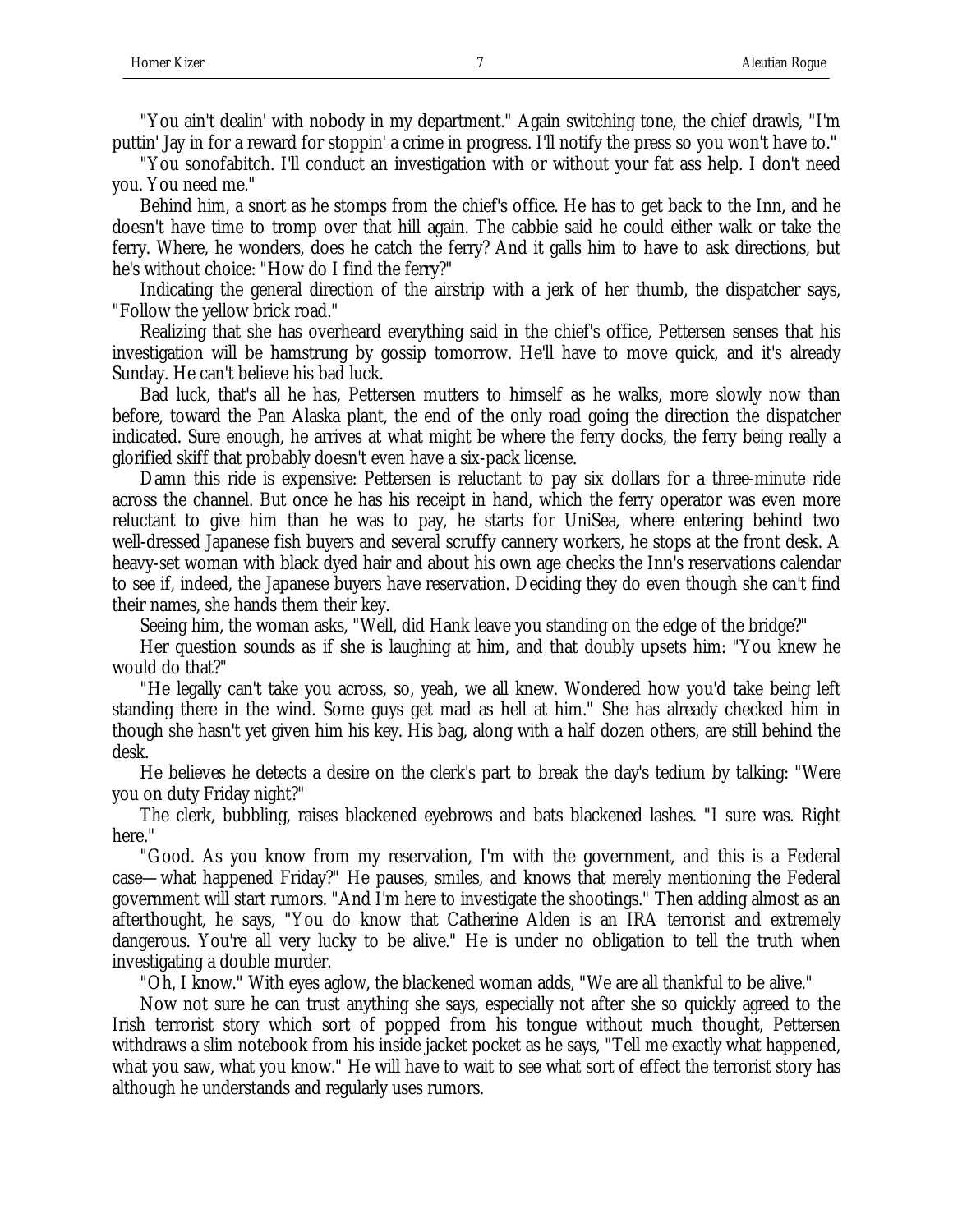"You ain't dealin' with nobody in my department." Again switching tone, the chief drawls, "I'm puttin' Jay in for a reward for stoppin' a crime in progress. I'll notify the press so you won't have to."

"You sonofabitch. I'll conduct an investigation with or without your fat ass help. I don't need you. You need me."

Behind him, a snort as he stomps from the chief's office. He has to get back to the Inn, and he doesn't have time to tromp over that hill again. The cabbie said he could either walk or take the ferry. Where, he wonders, does he catch the ferry? And it galls him to have to ask directions, but he's without choice: "How do I find the ferry?"

Indicating the general direction of the airstrip with a jerk of her thumb, the dispatcher says, "Follow the yellow brick road."

Realizing that she has overheard everything said in the chief's office, Pettersen senses that his investigation will be hamstrung by gossip tomorrow. He'll have to move quick, and it's already Sunday. He can't believe his bad luck.

Bad luck, that's all he has, Pettersen mutters to himself as he walks, more slowly now than before, toward the Pan Alaska plant, the end of the only road going the direction the dispatcher indicated. Sure enough, he arrives at what might be where the ferry docks, the ferry being really a glorified skiff that probably doesn't even have a six-pack license.

Damn this ride is expensive: Pettersen is reluctant to pay six dollars for a three-minute ride across the channel. But once he has his receipt in hand, which the ferry operator was even more reluctant to give him than he was to pay, he starts for UniSea, where entering behind two well-dressed Japanese fish buyers and several scruffy cannery workers, he stops at the front desk. A heavy-set woman with black dyed hair and about his own age checks the Inn's reservations calendar to see if, indeed, the Japanese buyers have reservation. Deciding they do even though she can't find their names, she hands them their key.

Seeing him, the woman asks, "Well, did Hank leave you standing on the edge of the bridge?"

Her question sounds as if she is laughing at him, and that doubly upsets him: "You knew he would do that?"

"He legally can't take you across, so, yeah, we all knew. Wondered how you'd take being left standing there in the wind. Some guys get mad as hell at him." She has already checked him in though she hasn't yet given him his key. His bag, along with a half dozen others, are still behind the desk.

He believes he detects a desire on the clerk's part to break the day's tedium by talking: "Were you on duty Friday night?"

The clerk, bubbling, raises blackened eyebrows and bats blackened lashes. "I sure was. Right here."

"Good. As you know from my reservation, I'm with the government, and this is a Federal case—what happened Friday?" He pauses, smiles, and knows that merely mentioning the Federal government will start rumors. "And I'm here to investigate the shootings." Then adding almost as an afterthought, he says, "You do know that Catherine Alden is an IRA terrorist and extremely dangerous. You're all very lucky to be alive." He is under no obligation to tell the truth when investigating a double murder.

"Oh, I know." With eyes aglow, the blackened woman adds, "We are all thankful to be alive."

Now not sure he can trust anything she says, especially not after she so quickly agreed to the Irish terrorist story which sort of popped from his tongue without much thought, Pettersen withdraws a slim notebook from his inside jacket pocket as he says, "Tell me exactly what happened, what you saw, what you know." He will have to wait to see what sort of effect the terrorist story has although he understands and regularly uses rumors.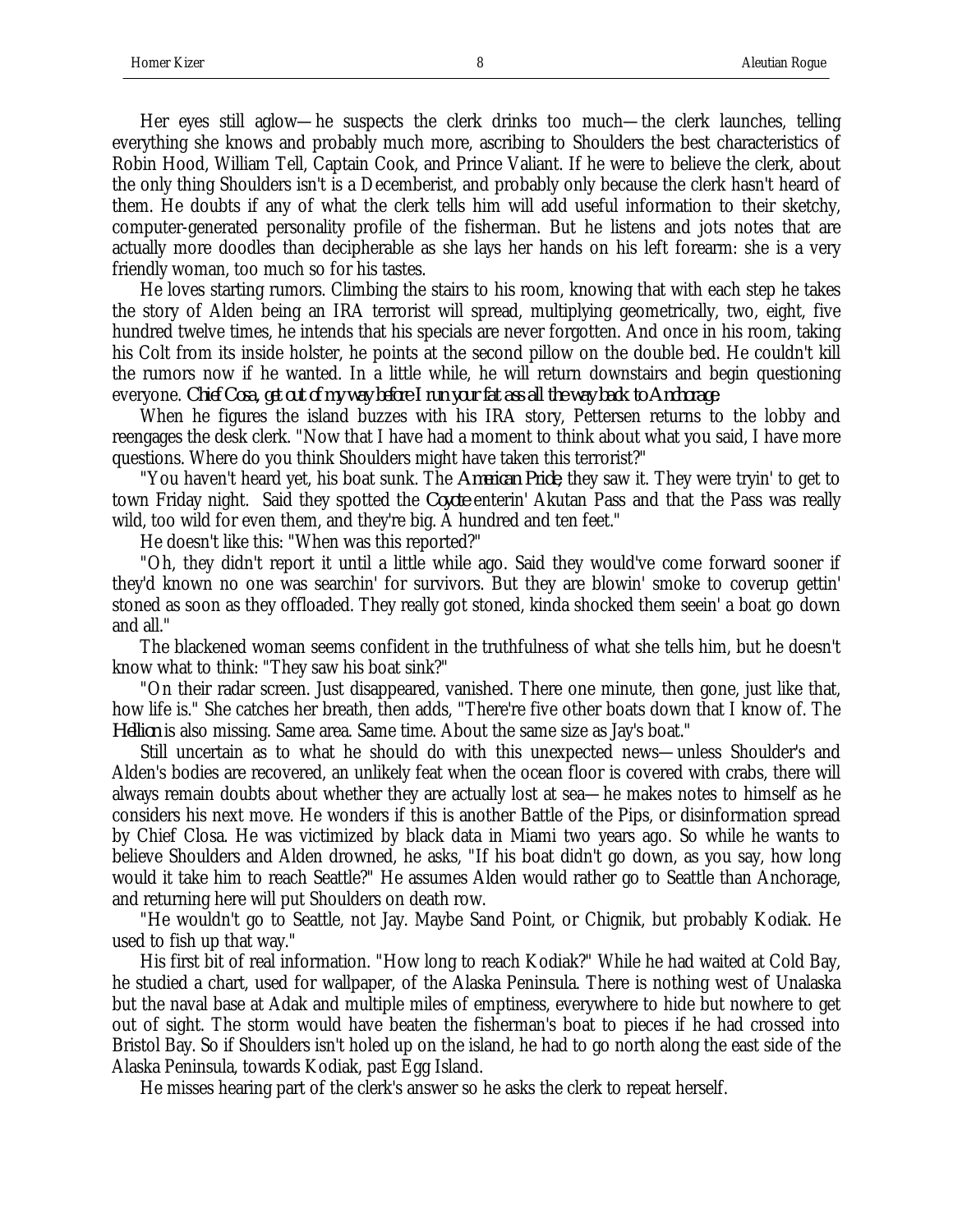Her eyes still aglow—he suspects the clerk drinks too much—the clerk launches, telling everything she knows and probably much more, ascribing to Shoulders the best characteristics of Robin Hood, William Tell, Captain Cook, and Prince Valiant. If he were to believe the clerk, about the only thing Shoulders isn't is a Decemberist, and probably only because the clerk hasn't heard of them. He doubts if any of what the clerk tells him will add useful information to their sketchy, computer-generated personality profile of the fisherman. But he listens and jots notes that are actually more doodles than decipherable as she lays her hands on his left forearm: she is a very friendly woman, too much so for his tastes.

He loves starting rumors. Climbing the stairs to his room, knowing that with each step he takes the story of Alden being an IRA terrorist will spread, multiplying geometrically, two, eight, five hundred twelve times, he intends that his specials are never forgotten. And once in his room, taking his Colt from its inside holster, he points at the second pillow on the double bed. He couldn't kill the rumors now if he wanted. In a little while, he will return downstairs and begin questioning everyone. *Chief Cosa, get out of my way before I run your fat ass all the way back to Anchorage.*

When he figures the island buzzes with his IRA story, Pettersen returns to the lobby and reengages the desk clerk. "Now that I have had a moment to think about what you said, I have more questions. Where do you think Shoulders might have taken this terrorist?"

"You haven't heard yet, his boat sunk. The *American Pride*, they saw it. They were tryin' to get to town Friday night. Said they spotted the *Coyote* enterin' Akutan Pass and that the Pass was really wild, too wild for even them, and they're big. A hundred and ten feet."

He doesn't like this: "When was this reported?"

"Oh, they didn't report it until a little while ago. Said they would've come forward sooner if they'd known no one was searchin' for survivors. But they are blowin' smoke to coverup gettin' stoned as soon as they offloaded. They really got stoned, kinda shocked them seein' a boat go down and all."

The blackened woman seems confident in the truthfulness of what she tells him, but he doesn't know what to think: "They saw his boat sink?"

"On their radar screen. Just disappeared, vanished. There one minute, then gone, just like that, how life is." She catches her breath, then adds, "There're five other boats down that I know of. The *Hellion* is also missing. Same area. Same time. About the same size as Jay's boat."

Still uncertain as to what he should do with this unexpected news—unless Shoulder's and Alden's bodies are recovered, an unlikely feat when the ocean floor is covered with crabs, there will always remain doubts about whether they are actually lost at sea—he makes notes to himself as he considers his next move. He wonders if this is another Battle of the Pips, or disinformation spread by Chief Closa. He was victimized by black data in Miami two years ago. So while he wants to believe Shoulders and Alden drowned, he asks, "If his boat didn't go down, as you say, how long would it take him to reach Seattle?" He assumes Alden would rather go to Seattle than Anchorage, and returning here will put Shoulders on death row.

"He wouldn't go to Seattle, not Jay. Maybe Sand Point, or Chignik, but probably Kodiak. He used to fish up that way."

His first bit of real information. "How long to reach Kodiak?" While he had waited at Cold Bay, he studied a chart, used for wallpaper, of the Alaska Peninsula. There is nothing west of Unalaska but the naval base at Adak and multiple miles of emptiness, everywhere to hide but nowhere to get out of sight. The storm would have beaten the fisherman's boat to pieces if he had crossed into Bristol Bay. So if Shoulders isn't holed up on the island, he had to go north along the east side of the Alaska Peninsula, towards Kodiak, past Egg Island.

He misses hearing part of the clerk's answer so he asks the clerk to repeat herself.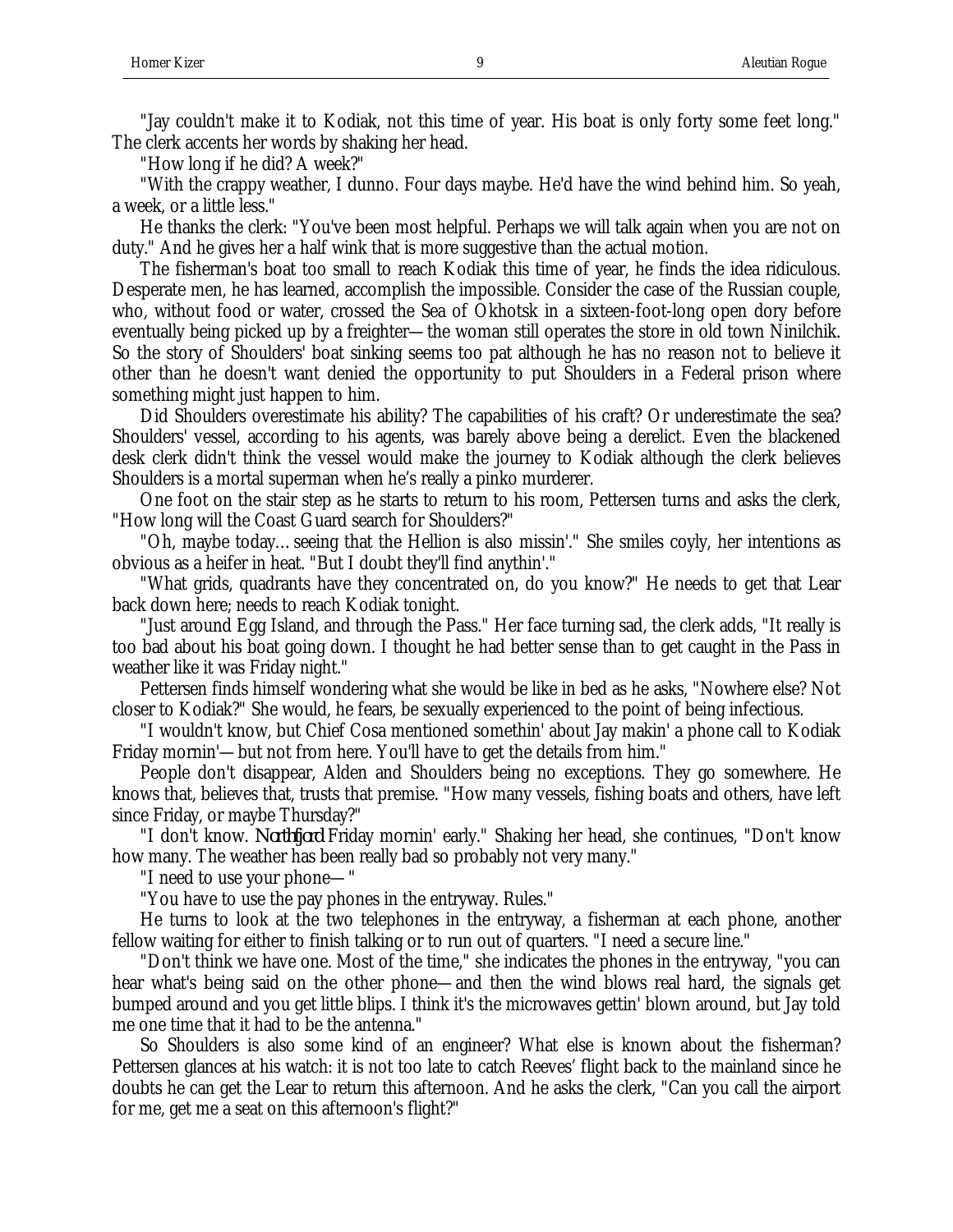"Jay couldn't make it to Kodiak, not this time of year. His boat is only forty some feet long." The clerk accents her words by shaking her head.

"How long if he did? A week?"

"With the crappy weather, I dunno. Four days maybe. He'd have the wind behind him. So yeah, a week, or a little less."

He thanks the clerk: "You've been most helpful. Perhaps we will talk again when you are not on duty." And he gives her a half wink that is more suggestive than the actual motion.

The fisherman's boat too small to reach Kodiak this time of year, he finds the idea ridiculous. Desperate men, he has learned, accomplish the impossible. Consider the case of the Russian couple, who, without food or water, crossed the Sea of Okhotsk in a sixteen-foot-long open dory before eventually being picked up by a freighter—the woman still operates the store in old town Ninilchik. So the story of Shoulders' boat sinking seems too pat although he has no reason not to believe it other than he doesn't want denied the opportunity to put Shoulders in a Federal prison where something might just happen to him.

Did Shoulders overestimate his ability? The capabilities of his craft? Or underestimate the sea? Shoulders' vessel, according to his agents, was barely above being a derelict. Even the blackened desk clerk didn't think the vessel would make the journey to Kodiak although the clerk believes Shoulders is a mortal superman when he's really a pinko murderer.

One foot on the stair step as he starts to return to his room, Pettersen turns and asks the clerk, "How long will the Coast Guard search for Shoulders?"

"Oh, maybe today... seeing that the Hellion is also missin'." She smiles coyly, her intentions as obvious as a heifer in heat. "But I doubt they'll find anythin'."

"What grids, quadrants have they concentrated on, do you know?" He needs to get that Lear back down here; needs to reach Kodiak tonight.

"Just around Egg Island, and through the Pass." Her face turning sad, the clerk adds, "It really is too bad about his boat going down. I thought he had better sense than to get caught in the Pass in weather like it was Friday night."

Pettersen finds himself wondering what she would be like in bed as he asks, "Nowhere else? Not closer to Kodiak?" She would, he fears, be sexually experienced to the point of being infectious.

"I wouldn't know, but Chief Cosa mentioned somethin' about Jay makin' a phone call to Kodiak Friday mornin'—but not from here. You'll have to get the details from him."

People don't disappear, Alden and Shoulders being no exceptions. They go somewhere. He knows that, believes that, trusts that premise. "How many vessels, fishing boats and others, have left since Friday, or maybe Thursday?"

"I don't know. *Northfjord* Friday mornin' early." Shaking her head, she continues, "Don't know how many. The weather has been really bad so probably not very many."

"I need to use your phone—"

"You have to use the pay phones in the entryway. Rules."

He turns to look at the two telephones in the entryway, a fisherman at each phone, another fellow waiting for either to finish talking or to run out of quarters. "I need a secure line."

"Don't think we have one. Most of the time," she indicates the phones in the entryway, "you can hear what's being said on the other phone—and then the wind blows real hard, the signals get bumped around and you get little blips. I think it's the microwaves gettin' blown around, but Jay told me one time that it had to be the antenna."

So Shoulders is also some kind of an engineer? What else is known about the fisherman? Pettersen glances at his watch: it is not too late to catch Reeves' flight back to the mainland since he doubts he can get the Lear to return this afternoon. And he asks the clerk, "Can you call the airport for me, get me a seat on this afternoon's flight?"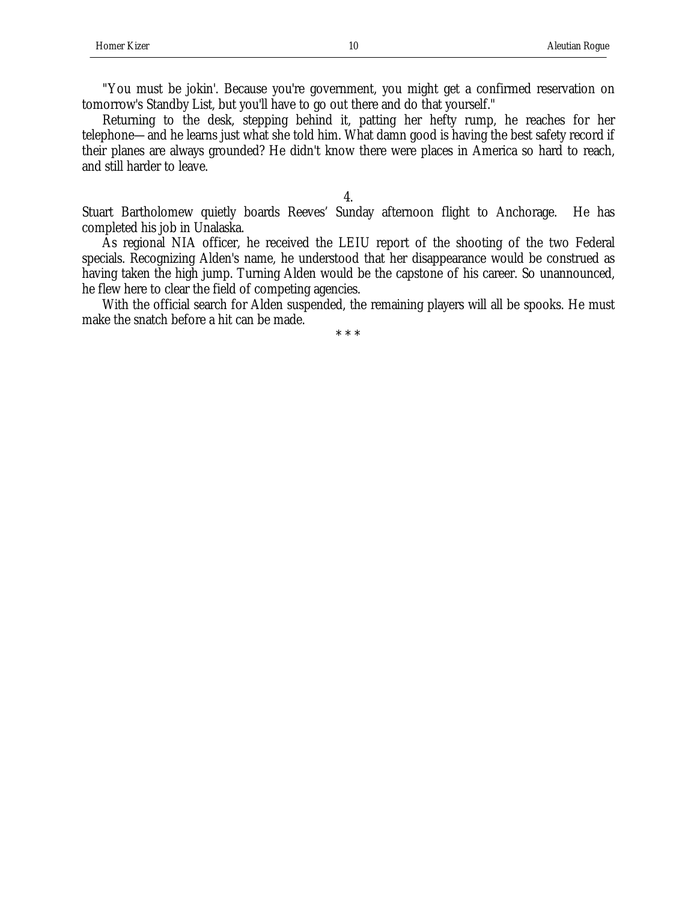"You must be jokin'. Because you're government, you might get a confirmed reservation on tomorrow's Standby List, but you'll have to go out there and do that yourself."

Returning to the desk, stepping behind it, patting her hefty rump, he reaches for her telephone—and he learns just what she told him. What damn good is having the best safety record if their planes are always grounded? He didn't know there were places in America so hard to reach, and still harder to leave.

4.

Stuart Bartholomew quietly boards Reeves' Sunday afternoon flight to Anchorage. He has completed his job in Unalaska.

As regional NIA officer, he received the LEIU report of the shooting of the two Federal specials. Recognizing Alden's name, he understood that her disappearance would be construed as having taken the high jump. Turning Alden would be the capstone of his career. So unannounced, he flew here to clear the field of competing agencies.

With the official search for Alden suspended, the remaining players will all be spooks. He must make the snatch before a hit can be made.

* * *